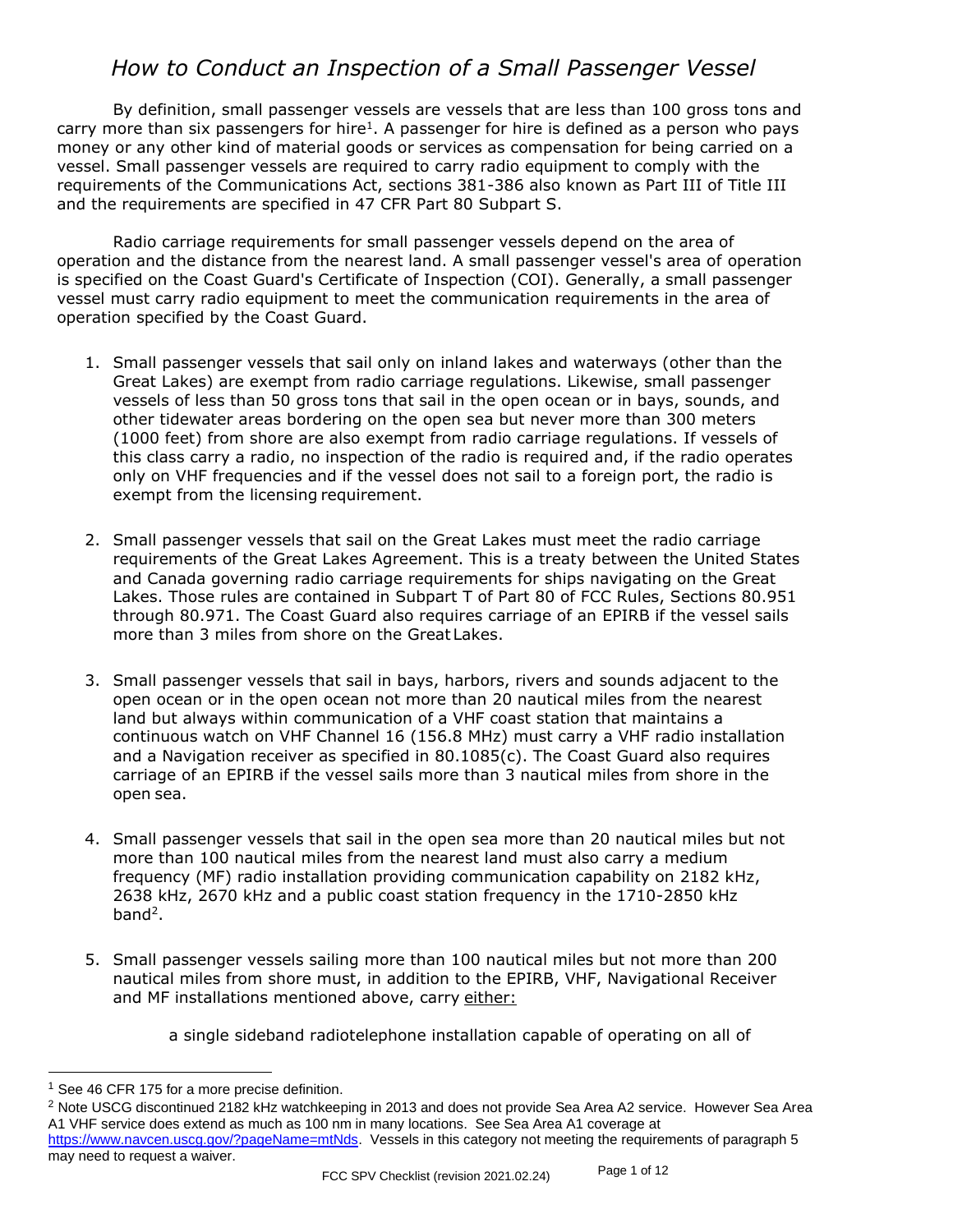# *How to Conduct an Inspection of a Small Passenger Vessel*

By definition, small passenger vessels are vessels that are less than 100 gross tons and carry more than six passengers for hire[1]. A passenger for hire is defined as a person who pays money or any other kind of material goods or services as compensation for being carried on a vessel. Small passenger vessels are required to carry radio equipment to comply with the requirements of the Communications Act, sections 381-386 also known as Part III of Title III and the requirements are specified in 47 CFR Part 80 Subpart S.

Radio carriage requirements for small passenger vessels depend on the area of operation and the distance from the nearest land. A small passenger vessel's area of operation is specified on the Coast Guard's Certificate of Inspection (COI). Generally, a small passenger vessel must carry radio equipment to meet the communication requirements in the area of operation specified by the Coast Guard.

1. Small passenger vessels that sail only on inland lakes and waterways (other than the Great Lakes) are exempt from radio carriage regulations. Likewise, small passenger vessels of less than 50 gross tons that sail in the open ocean or in bays, sounds, and other tidewater areas bordering on the open sea but never more than 300 meters (1000 feet) from shore are also exempt from radio carriage regulations. If vessels of this class carry a radio, no inspection of the radio is required and, if the radio operates only on VHF frequencies and if the vessel does not sail to a foreign port, the radio is exempt from the licensing requirement.

2. Small passenger vessels that sail on the Great Lakes must meet the radio carriage requirements of the Great Lakes Agreement. This is a treaty between the United States and Canada governing radio carriage requirements for ships navigating on the Great Lakes. Those rules are contained in Subpart T of Part 80 of FCC Rules, Sections 80.951 through 80.971. The Coast Guard also requires carriage of an EPIRB if the vessel sails more than 3 miles from shore on the Great Lakes.

3. Small passenger vessels that sail in bays, harbors, rivers and sounds adjacent to the open ocean or in the open ocean not more than 20 nautical miles from the nearest land but always within communication of a VHF coast station that maintains a continuous watch on VHF Channel 16 (156.8 MHz) must carry a VHF radio installation and a Navigation receiver as specified in 80.1085(c). The Coast Guard also requires carriage of an EPIRB if the vessel sails more than 3 nautical miles from shore in the open sea.

4. Small passenger vessels that sail in the open sea more than 20 nautical miles but not more than 100 nautical miles from the nearest land must also carry a medium frequency (MF) radio installation providing communication capability on 2182 kHz, 2638 kHz, 2670 kHz and a public coast station frequency in the 1710-2850 kHz band[2].

5. Small passenger vessels sailing more than 100 nautical miles but not more than 200 nautical miles from shore must, in addition to the EPIRB, VHF, Navigational Receiver and MF installations mentioned above, carry <u>either:</u>

   a single sideband radiotelephone installation capable of operating on all of

---

[1] See 46 CFR 175 for a more precise definition.

[2] Note USCG discontinued 2182 kHz watchkeeping in 2013 and does not provide Sea Area A2 service. However Sea Area A1 VHF service does extend as much as 100 nm in many locations. See Sea Area A1 coverage at https://www.navcen.uscg.gov/?pageName=mtNds. Vessels in this category not meeting the requirements of paragraph 5 may need to request a waiver.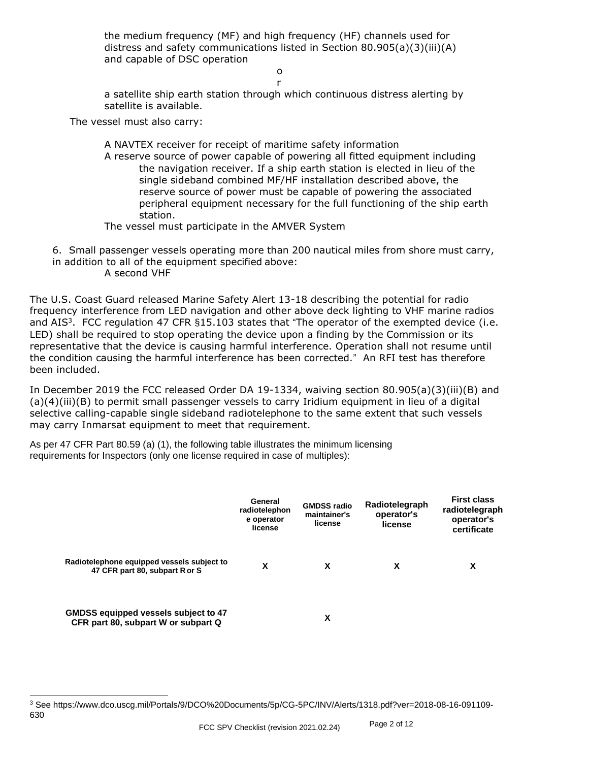the medium frequency (MF) and high frequency (HF) channels used for distress and safety communications listed in Section 80.905(a)(3)(iii)(A) and capable of DSC operation

or

a satellite ship earth station through which continuous distress alerting by satellite is available.

The vessel must also carry:

A NAVTEX receiver for receipt of maritime safety information

A reserve source of power capable of powering all fitted equipment including the navigation receiver. If a ship earth station is elected in lieu of the single sideband combined MF/HF installation described above, the reserve source of power must be capable of powering the associated peripheral equipment necessary for the full functioning of the ship earth station.

The vessel must participate in the AMVER System

6. Small passenger vessels operating more than 200 nautical miles from shore must carry, in addition to all of the equipment specified above:

A second VHF

The U.S. Coast Guard released Marine Safety Alert 13-18 describing the potential for radio frequency interference from LED navigation and other above deck lighting to VHF marine radios and AIS[3]. FCC regulation 47 CFR §15.103 states that "The operator of the exempted device (i.e. LED) shall be required to stop operating the device upon a finding by the Commission or its representative that the device is causing harmful interference. Operation shall not resume until the condition causing the harmful interference has been corrected." An RFI test has therefore been included.

In December 2019 the FCC released Order DA 19-1334, waiving section 80.905(a)(3)(iii)(B) and (a)(4)(iii)(B) to permit small passenger vessels to carry Iridium equipment in lieu of a digital selective calling-capable single sideband radiotelephone to the same extent that such vessels may carry Inmarsat equipment to meet that requirement.

As per 47 CFR Part 80.59 (a) (1), the following table illustrates the minimum licensing requirements for Inspectors (only one license required in case of multiples):

| | General radiotelephone operator license | GMDSS radio maintainer's license | Radiotelegraph operator's license | First class radiotelegraph operator's certificate |
|---|---|---|---|---|
| **Radiotelephone equipped vessels subject to 47 CFR part 80, subpart R or S** | X | X | X | X |
| **GMDSS equipped vessels subject to 47 CFR part 80, subpart W or subpart Q** | | X | | |

[3] See https://www.dco.uscg.mil/Portals/9/DCO%20Documents/5p/CG-5PC/INV/Alerts/1318.pdf?ver=2018-08-16-091109-630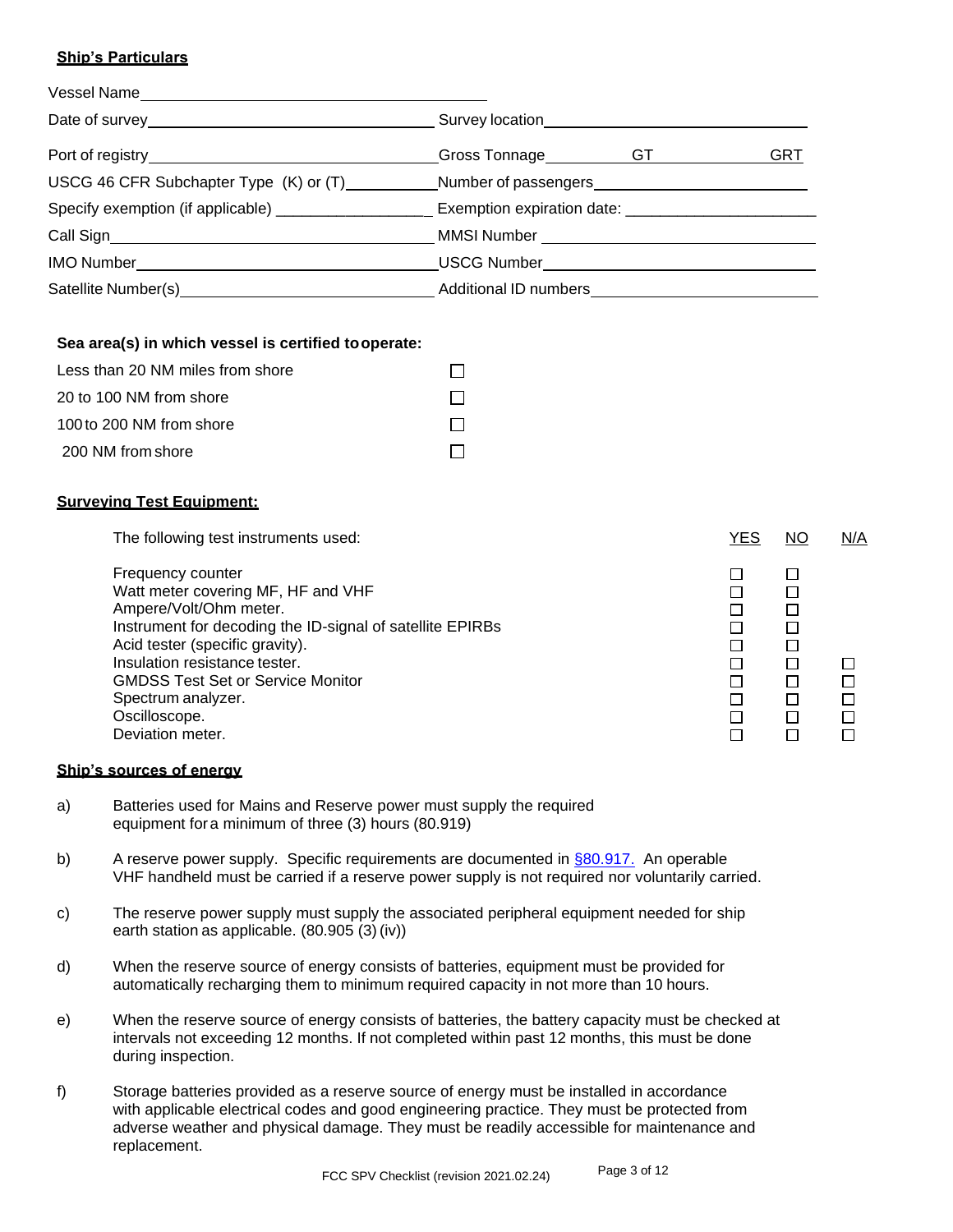## Ship's Particulars

Vessel Name\_\_\_\_\_\_\_\_\_\_\_\_\_\_\_\_\_\_\_\_\_\_\_\_\_\_\_\_\_\_\_\_\_\_\_\_\_\_\_\_

| | |
|---|---|
| Date of survey\_\_\_\_\_\_\_\_\_\_\_\_\_\_\_\_\_\_\_\_\_\_\_\_\_\_\_\_\_\_\_\_ | Survey location\_\_\_\_\_\_\_\_\_\_\_\_\_\_\_\_\_\_\_\_\_\_\_\_\_\_\_\_\_\_\_\_ |
| Port of registry\_\_\_\_\_\_\_\_\_\_\_\_\_\_\_\_\_\_\_\_\_\_\_\_\_\_\_\_\_\_\_\_ | Gross Tonnage\_\_\_\_\_\_\_\_\_ GT\_\_\_\_\_\_\_\_\_\_\_\_ GRT |
| USCG 46 CFR Subchapter Type (K) or (T)\_\_\_\_\_\_\_\_\_\_ | Number of passengers\_\_\_\_\_\_\_\_\_\_\_\_\_\_\_\_\_\_\_\_\_\_\_\_ |
| Specify exemption (if applicable) \_\_\_\_\_\_\_\_\_\_\_\_\_\_\_\_\_\_ | Exemption expiration date: \_\_\_\_\_\_\_\_\_\_\_\_\_\_\_\_\_\_\_\_\_\_ |
| Call Sign\_\_\_\_\_\_\_\_\_\_\_\_\_\_\_\_\_\_\_\_\_\_\_\_\_\_\_\_\_\_\_\_\_\_\_\_\_\_ | MMSI Number \_\_\_\_\_\_\_\_\_\_\_\_\_\_\_\_\_\_\_\_\_\_\_\_\_\_\_\_\_\_\_\_ |
| IMO Number\_\_\_\_\_\_\_\_\_\_\_\_\_\_\_\_\_\_\_\_\_\_\_\_\_\_\_\_\_\_\_\_\_\_\_\_\_ | USCG Number\_\_\_\_\_\_\_\_\_\_\_\_\_\_\_\_\_\_\_\_\_\_\_\_\_\_\_\_\_\_\_\_\_ |
| Satellite Number(s)\_\_\_\_\_\_\_\_\_\_\_\_\_\_\_\_\_\_\_\_\_\_\_\_\_\_\_\_\_\_ | Additional ID numbers\_\_\_\_\_\_\_\_\_\_\_\_\_\_\_\_\_\_\_\_\_\_\_\_\_\_ |

**Sea area(s) in which vessel is certified to operate:**

| | |
|---|---|
| Less than 20 NM miles from shore | ☐ |
| 20 to 100 NM from shore | ☐ |
| 100 to 200 NM from shore | ☐ |
| 200 NM from shore | ☐ |

## Surveying Test Equipment:

| The following test instruments used: | YES | NO | N/A |
|---|---|---|---|
| Frequency counter | ☐ | ☐ | |
| Watt meter covering MF, HF and VHF | ☐ | ☐ | |
| Ampere/Volt/Ohm meter. | ☐ | ☐ | |
| Instrument for decoding the ID-signal of satellite EPIRBs | ☐ | ☐ | |
| Acid tester (specific gravity). | ☐ | ☐ | |
| Insulation resistance tester. | ☐ | ☐ | ☐ |
| GMDSS Test Set or Service Monitor | ☐ | ☐ | ☐ |
| Spectrum analyzer. | ☐ | ☐ | ☐ |
| Oscilloscope. | ☐ | ☐ | ☐ |
| Deviation meter. | ☐ | ☐ | ☐ |

## Ship's sources of energy

a) Batteries used for Mains and Reserve power must supply the required equipment for a minimum of three (3) hours (80.919)

b) A reserve power supply. Specific requirements are documented in §80.917. An operable VHF handheld must be carried if a reserve power supply is not required nor voluntarily carried.

c) The reserve power supply must supply the associated peripheral equipment needed for ship earth station as applicable. (80.905 (3) (iv))

d) When the reserve source of energy consists of batteries, equipment must be provided for automatically recharging them to minimum required capacity in not more than 10 hours.

e) When the reserve source of energy consists of batteries, the battery capacity must be checked at intervals not exceeding 12 months. If not completed within past 12 months, this must be done during inspection.

f) Storage batteries provided as a reserve source of energy must be installed in accordance with applicable electrical codes and good engineering practice. They must be protected from adverse weather and physical damage. They must be readily accessible for maintenance and replacement.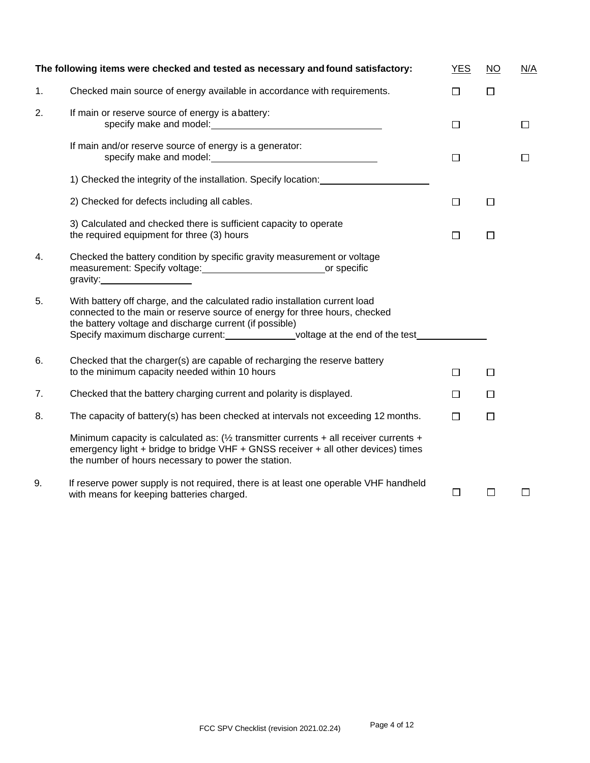| The following items were checked and tested as necessary and found satisfactory: | | YES | NO | N/A |
|---|---|---|---|---|
| 1. | Checked main source of energy available in accordance with requirements. | ☐ | ☐ | |
| 2. | If main or reserve source of energy is a battery:<br>specify make and model: ______________________________ | ☐ | | ☐ |
| | If main and/or reserve source of energy is a generator:<br>specify make and model: ______________________________ | ☐ | | ☐ |
| | 1) Checked the integrity of the installation. Specify location: ____________________ | | | |
| | 2) Checked for defects including all cables. | ☐ | ☐ | |
| | 3) Calculated and checked there is sufficient capacity to operate the required equipment for three (3) hours | ☐ | ☐ | |
| 4. | Checked the battery condition by specific gravity measurement or voltage measurement: Specify voltage: ______________________ or specific gravity: __________________ | | | |
| 5. | With battery off charge, and the calculated radio installation current load connected to the main or reserve source of energy for three hours, checked the battery voltage and discharge current (if possible)<br>Specify maximum discharge current: _____________ voltage at the end of the test _____________ | | | |
| 6. | Checked that the charger(s) are capable of recharging the reserve battery to the minimum capacity needed within 10 hours | ☐ | ☐ | |
| 7. | Checked that the battery charging current and polarity is displayed. | ☐ | ☐ | |
| 8. | The capacity of battery(s) has been checked at intervals not exceeding 12 months. | ☐ | ☐ | |
| | Minimum capacity is calculated as: (½ transmitter currents + all receiver currents + emergency light + bridge to bridge VHF + GNSS receiver + all other devices) times the number of hours necessary to power the station. | | | |
| 9. | If reserve power supply is not required, there is at least one operable VHF handheld with means for keeping batteries charged. | ☐ | ☐ | ☐ |

FCC SPV Checklist (revision 2021.02.24)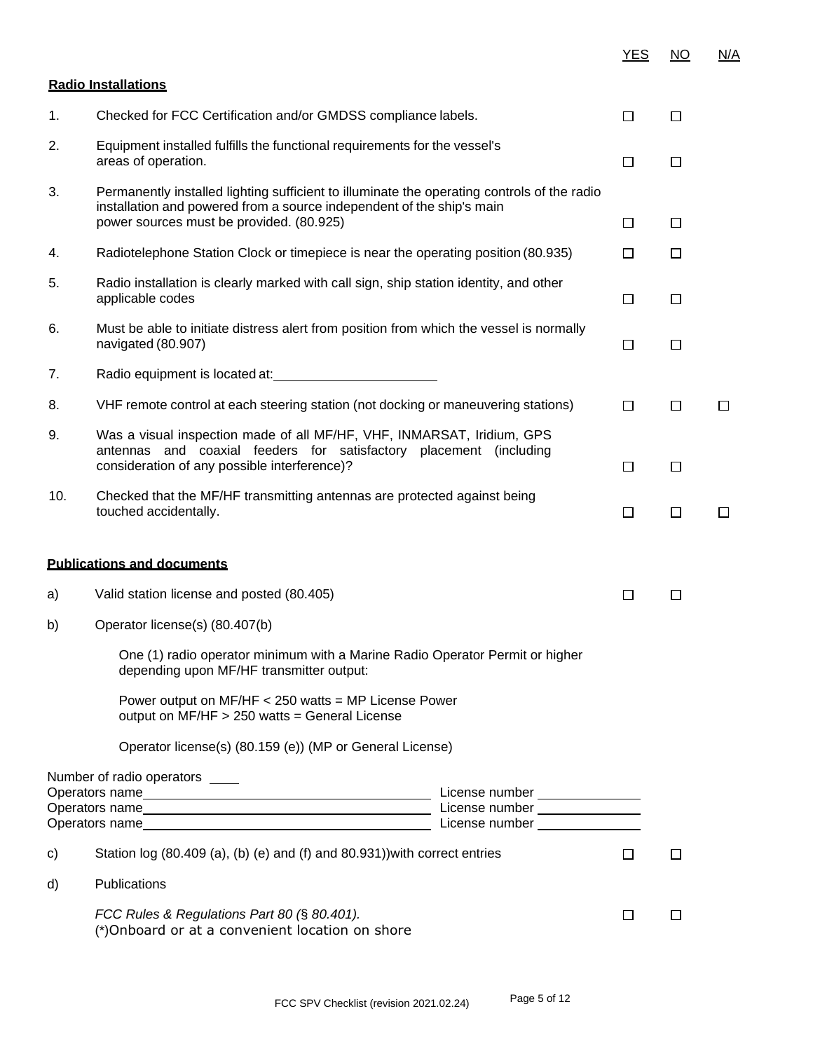| | | YES | NO | N/A |
|---|---|---|---|---|
| **Radio Installations** | | | | |
| 1. | Checked for FCC Certification and/or GMDSS compliance labels. | ☐ | ☐ | |
| 2. | Equipment installed fulfills the functional requirements for the vessel's areas of operation. | ☐ | ☐ | |
| 3. | Permanently installed lighting sufficient to illuminate the operating controls of the radio installation and powered from a source independent of the ship's main power sources must be provided. (80.925) | ☐ | ☐ | |
| 4. | Radiotelephone Station Clock or timepiece is near the operating position (80.935) | ☐ | ☐ | |
| 5. | Radio installation is clearly marked with call sign, ship station identity, and other applicable codes | ☐ | ☐ | |
| 6. | Must be able to initiate distress alert from position from which the vessel is normally navigated (80.907) | ☐ | ☐ | |
| 7. | Radio equipment is located at: ____________________ | | | |
| 8. | VHF remote control at each steering station (not docking or maneuvering stations) | ☐ | ☐ | ☐ |
| 9. | Was a visual inspection made of all MF/HF, VHF, INMARSAT, Iridium, GPS antennas and coaxial feeders for satisfactory placement (including consideration of any possible interference)? | ☐ | ☐ | |
| 10. | Checked that the MF/HF transmitting antennas are protected against being touched accidentally. | ☐ | ☐ | ☐ |

**Publications and documents**

| | | YES | NO | N/A |
|---|---|---|---|---|
| a) | Valid station license and posted (80.405) | ☐ | ☐ | |
| b) | Operator license(s) (80.407(b) | | | |

One (1) radio operator minimum with a Marine Radio Operator Permit or higher depending upon MF/HF transmitter output:

Power output on MF/HF < 250 watts = MP License Power output on MF/HF > 250 watts = General License

Operator license(s) (80.159 (e)) (MP or General License)

Number of radio operators ____

Operators name ________________________________ License number ____________

Operators name ________________________________ License number ____________

Operators name ________________________________ License number ____________

| | | YES | NO | N/A |
|---|---|---|---|---|
| c) | Station log (80.409 (a), (b) (e) and (f) and 80.931))with correct entries | ☐ | ☐ | |
| d) | Publications | | | |
| | *FCC Rules & Regulations Part 80 (§ 80.401).* (*)Onboard or at a convenient location on shore | ☐ | ☐ | |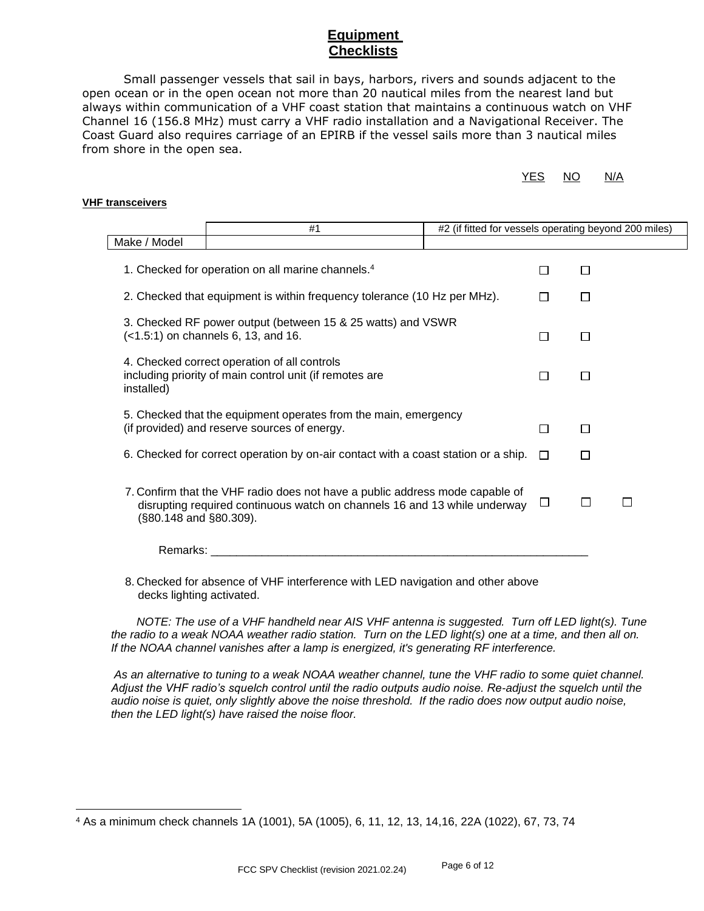# **Equipment Checklists**

Small passenger vessels that sail in bays, harbors, rivers and sounds adjacent to the open ocean or in the open ocean not more than 20 nautical miles from the nearest land but always within communication of a VHF coast station that maintains a continuous watch on VHF Channel 16 (156.8 MHz) must carry a VHF radio installation and a Navigational Receiver. The Coast Guard also requires carriage of an EPIRB if the vessel sails more than 3 nautical miles from shore in the open sea.

**VHF transceivers**

| | #1 | #2 (if fitted for vessels operating beyond 200 miles) |
|---|---|---|
| Make / Model | | |

| | YES | NO | N/A |
|---|---|---|---|
| 1. Checked for operation on all marine channels.[4] | ☐ | ☐ | |
| 2. Checked that equipment is within frequency tolerance (10 Hz per MHz). | ☐ | ☐ | |
| 3. Checked RF power output (between 15 & 25 watts) and VSWR (<1.5:1) on channels 6, 13, and 16. | ☐ | ☐ | |
| 4. Checked correct operation of all controls including priority of main control unit (if remotes are installed) | ☐ | ☐ | |
| 5. Checked that the equipment operates from the main, emergency (if provided) and reserve sources of energy. | ☐ | ☐ | |
| 6. Checked for correct operation by on-air contact with a coast station or a ship. | ☐ | ☐ | |
| 7. Confirm that the VHF radio does not have a public address mode capable of disrupting required continuous watch on channels 16 and 13 while underway (§80.148 and §80.309). | ☐ | ☐ | ☐ |

Remarks: ____________________________________________________________

8. Checked for absence of VHF interference with LED navigation and other above decks lighting activated.

*NOTE: The use of a VHF handheld near AIS VHF antenna is suggested. Turn off LED light(s). Tune the radio to a weak NOAA weather radio station. Turn on the LED light(s) one at a time, and then all on. If the NOAA channel vanishes after a lamp is energized, it's generating RF interference.*

*As an alternative to tuning to a weak NOAA weather channel, tune the VHF radio to some quiet channel. Adjust the VHF radio's squelch control until the radio outputs audio noise. Re-adjust the squelch until the audio noise is quiet, only slightly above the noise threshold. If the radio does now output audio noise, then the LED light(s) have raised the noise floor.*

---

[4] As a minimum check channels 1A (1001), 5A (1005), 6, 11, 12, 13, 14,16, 22A (1022), 67, 73, 74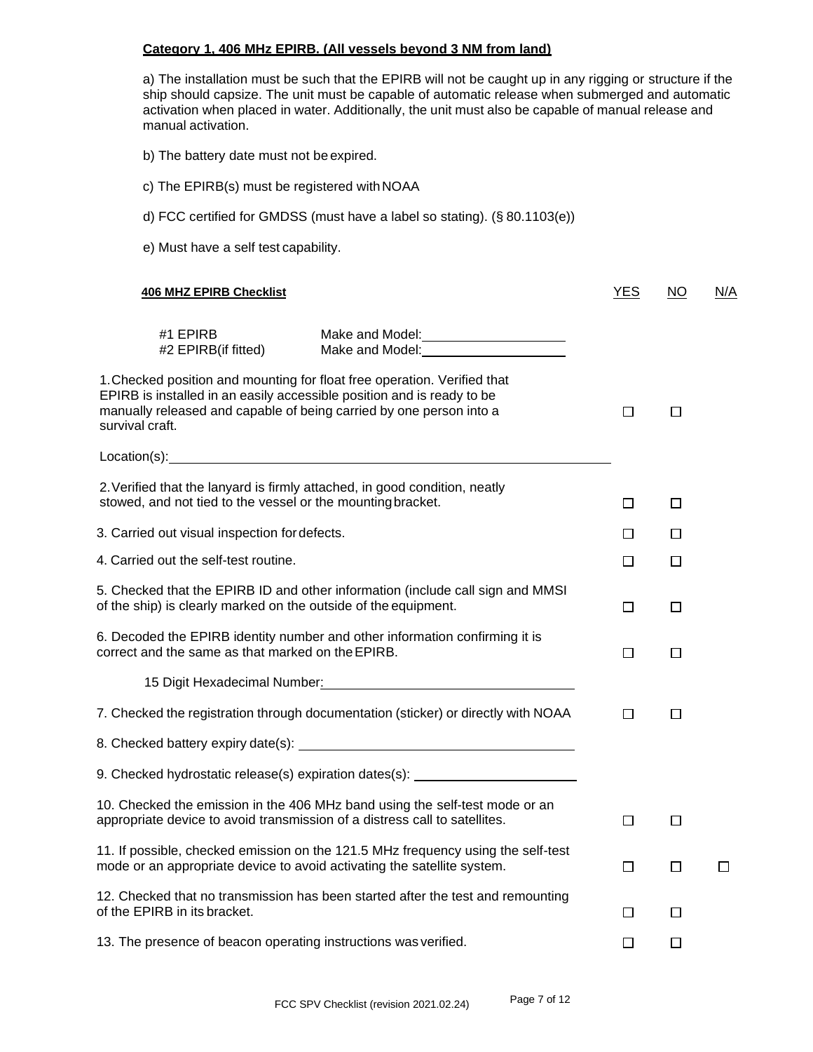**Category 1, 406 MHz EPIRB. (All vessels beyond 3 NM from land)**

a) The installation must be such that the EPIRB will not be caught up in any rigging or structure if the ship should capsize. The unit must be capable of automatic release when submerged and automatic activation when placed in water. Additionally, the unit must also be capable of manual release and manual activation.

b) The battery date must not be expired.

c) The EPIRB(s) must be registered with NOAA

d) FCC certified for GMDSS (must have a label so stating). (§ 80.1103(e))

e) Must have a self test capability.

| **406 MHZ EPIRB Checklist** | YES | NO | N/A |
|---|---|---|---|
| #1 EPIRB Make and Model: ____________________ | | | |
| #2 EPIRB(if fitted) Make and Model: ____________________ | | | |
| 1. Checked position and mounting for float free operation. Verified that EPIRB is installed in an easily accessible position and is ready to be manually released and capable of being carried by one person into a survival craft. | ☐ | ☐ | |
| Location(s): ____________________ | | | |
| 2. Verified that the lanyard is firmly attached, in good condition, neatly stowed, and not tied to the vessel or the mounting bracket. | ☐ | ☐ | |
| 3. Carried out visual inspection for defects. | ☐ | ☐ | |
| 4. Carried out the self-test routine. | ☐ | ☐ | |
| 5. Checked that the EPIRB ID and other information (include call sign and MMSI of the ship) is clearly marked on the outside of the equipment. | ☐ | ☐ | |
| 6. Decoded the EPIRB identity number and other information confirming it is correct and the same as that marked on the EPIRB. | ☐ | ☐ | |
| 15 Digit Hexadecimal Number: ____________________ | | | |
| 7. Checked the registration through documentation (sticker) or directly with NOAA | ☐ | ☐ | |
| 8. Checked battery expiry date(s): ____________________ | | | |
| 9. Checked hydrostatic release(s) expiration dates(s): ____________________ | | | |
| 10. Checked the emission in the 406 MHz band using the self-test mode or an appropriate device to avoid transmission of a distress call to satellites. | ☐ | ☐ | |
| 11. If possible, checked emission on the 121.5 MHz frequency using the self-test mode or an appropriate device to avoid activating the satellite system. | ☐ | ☐ | ☐ |
| 12. Checked that no transmission has been started after the test and remounting of the EPIRB in its bracket. | ☐ | ☐ | |
| 13. The presence of beacon operating instructions was verified. | ☐ | ☐ | |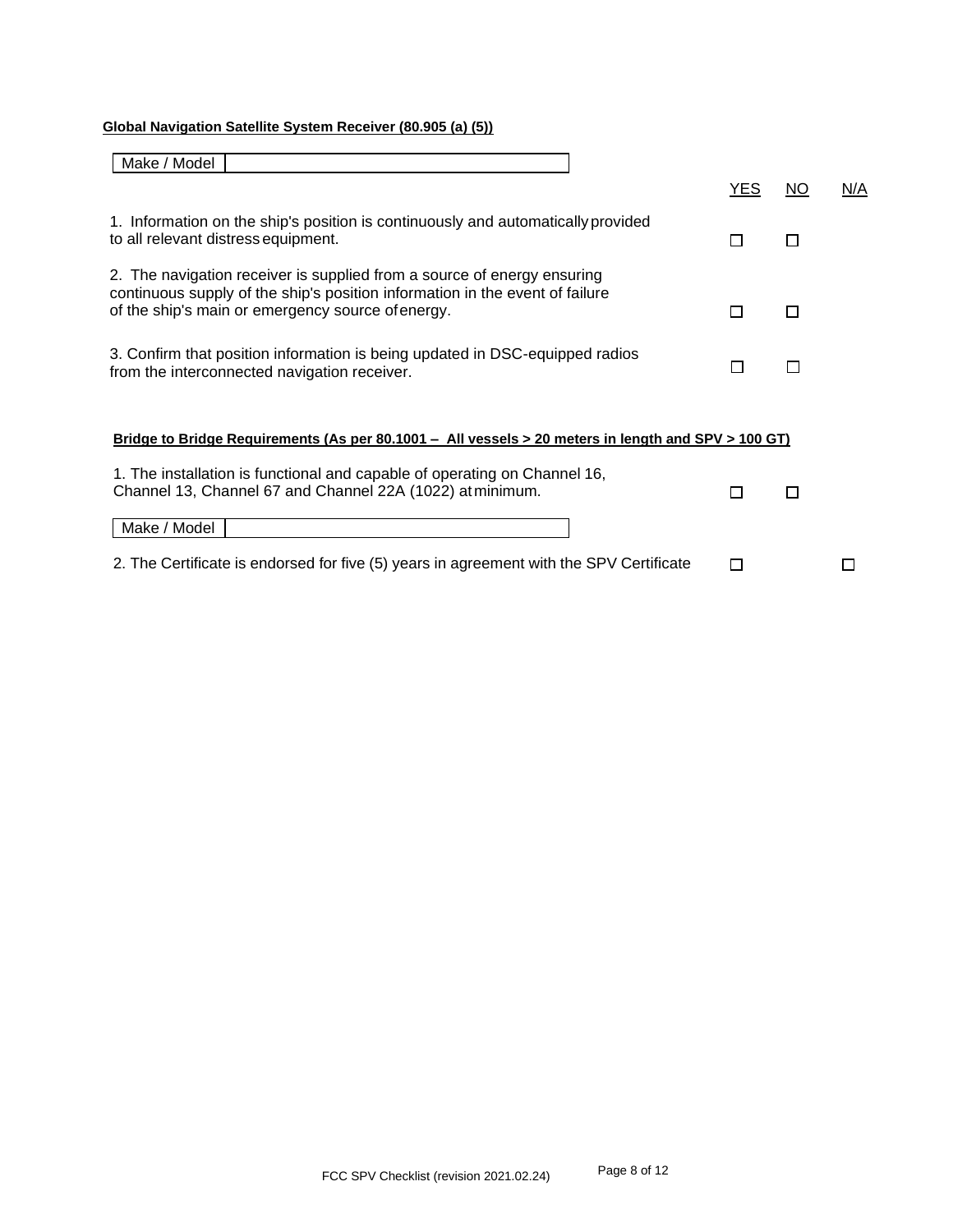**Global Navigation Satellite System Receiver (80.905 (a) (5))**

| Make / Model | |
|---|---|

| | YES | NO | N/A |
|---|---|---|---|
| 1. Information on the ship's position is continuously and automatically provided to all relevant distress equipment. | ☐ | ☐ | |
| 2. The navigation receiver is supplied from a source of energy ensuring continuous supply of the ship's position information in the event of failure of the ship's main or emergency source of energy. | ☐ | ☐ | |
| 3. Confirm that position information is being updated in DSC-equipped radios from the interconnected navigation receiver. | ☐ | ☐ | |

**Bridge to Bridge Requirements (As per 80.1001 – All vessels > 20 meters in length and SPV > 100 GT)**

| | YES | NO | N/A |
|---|---|---|---|
| 1. The installation is functional and capable of operating on Channel 16, Channel 13, Channel 67 and Channel 22A (1022) at minimum. | ☐ | ☐ | |

| Make / Model | |
|---|---|

| | YES | NO | N/A |
|---|---|---|---|
| 2. The Certificate is endorsed for five (5) years in agreement with the SPV Certificate | ☐ | | ☐ |

FCC SPV Checklist (revision 2021.02.24)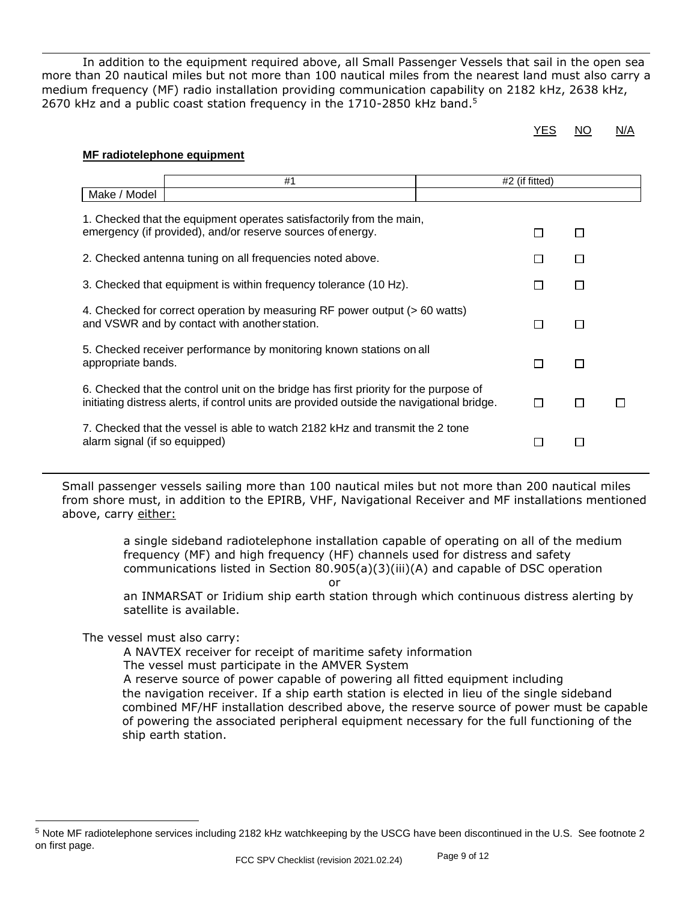In addition to the equipment required above, all Small Passenger Vessels that sail in the open sea more than 20 nautical miles but not more than 100 nautical miles from the nearest land must also carry a medium frequency (MF) radio installation providing communication capability on 2182 kHz, 2638 kHz, 2670 kHz and a public coast station frequency in the 1710-2850 kHz band.[5]

**MF radiotelephone equipment**

| | #1 | #2 (if fitted) |
|---|---|---|
| Make / Model | | |

| | YES | NO | N/A |
|---|---|---|---|
| 1. Checked that the equipment operates satisfactorily from the main, emergency (if provided), and/or reserve sources of energy. | ☐ | ☐ | |
| 2. Checked antenna tuning on all frequencies noted above. | ☐ | ☐ | |
| 3. Checked that equipment is within frequency tolerance (10 Hz). | ☐ | ☐ | |
| 4. Checked for correct operation by measuring RF power output (> 60 watts) and VSWR and by contact with another station. | ☐ | ☐ | |
| 5. Checked receiver performance by monitoring known stations on all appropriate bands. | ☐ | ☐ | |
| 6. Checked that the control unit on the bridge has first priority for the purpose of initiating distress alerts, if control units are provided outside the navigational bridge. | ☐ | ☐ | ☐ |
| 7. Checked that the vessel is able to watch 2182 kHz and transmit the 2 tone alarm signal (if so equipped) | ☐ | ☐ | |

Small passenger vessels sailing more than 100 nautical miles but not more than 200 nautical miles from shore must, in addition to the EPIRB, VHF, Navigational Receiver and MF installations mentioned above, carry either:

a single sideband radiotelephone installation capable of operating on all of the medium frequency (MF) and high frequency (HF) channels used for distress and safety communications listed in Section 80.905(a)(3)(iii)(A) and capable of DSC operation

or

an INMARSAT or Iridium ship earth station through which continuous distress alerting by satellite is available.

The vessel must also carry:

A NAVTEX receiver for receipt of maritime safety information

The vessel must participate in the AMVER System

A reserve source of power capable of powering all fitted equipment including the navigation receiver. If a ship earth station is elected in lieu of the single sideband combined MF/HF installation described above, the reserve source of power must be capable of powering the associated peripheral equipment necessary for the full functioning of the ship earth station.

[5] Note MF radiotelephone services including 2182 kHz watchkeeping by the USCG have been discontinued in the U.S. See footnote 2 on first page.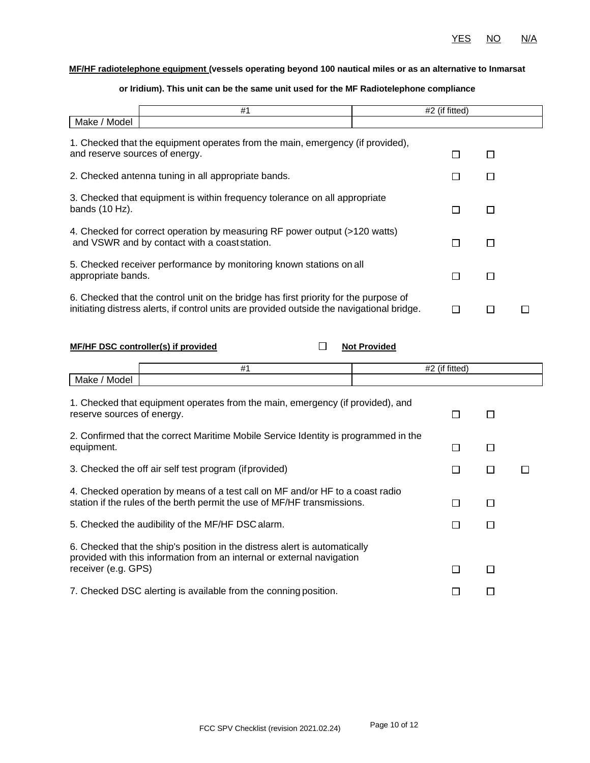YES NO N/A

**MF/HF radiotelephone equipment (vessels operating beyond 100 nautical miles or as an alternative to Inmarsat or Iridium). This unit can be the same unit used for the MF Radiotelephone compliance**

| | #1 | #2 (if fitted) |
|---|---|---|
| Make / Model | | |

| | YES | NO | N/A |
|---|---|---|---|
| 1. Checked that the equipment operates from the main, emergency (if provided), and reserve sources of energy. | ☐ | ☐ | |
| 2. Checked antenna tuning in all appropriate bands. | ☐ | ☐ | |
| 3. Checked that equipment is within frequency tolerance on all appropriate bands (10 Hz). | ☐ | ☐ | |
| 4. Checked for correct operation by measuring RF power output (>120 watts) and VSWR and by contact with a coast station. | ☐ | ☐ | |
| 5. Checked receiver performance by monitoring known stations on all appropriate bands. | ☐ | ☐ | |
| 6. Checked that the control unit on the bridge has first priority for the purpose of initiating distress alerts, if control units are provided outside the navigational bridge. | ☐ | ☐ | ☐ |

**MF/HF DSC controller(s) if provided** ☐ **Not Provided**

| | #1 | #2 (if fitted) |
|---|---|---|
| Make / Model | | |

| | YES | NO | N/A |
|---|---|---|---|
| 1. Checked that equipment operates from the main, emergency (if provided), and reserve sources of energy. | ☐ | ☐ | |
| 2. Confirmed that the correct Maritime Mobile Service Identity is programmed in the equipment. | ☐ | ☐ | |
| 3. Checked the off air self test program (if provided) | ☐ | ☐ | ☐ |
| 4. Checked operation by means of a test call on MF and/or HF to a coast radio station if the rules of the berth permit the use of MF/HF transmissions. | ☐ | ☐ | |
| 5. Checked the audibility of the MF/HF DSC alarm. | ☐ | ☐ | |
| 6. Checked that the ship's position in the distress alert is automatically provided with this information from an internal or external navigation receiver (e.g. GPS) | ☐ | ☐ | |
| 7. Checked DSC alerting is available from the conning position. | ☐ | ☐ | |

FCC SPV Checklist (revision 2021.02.24)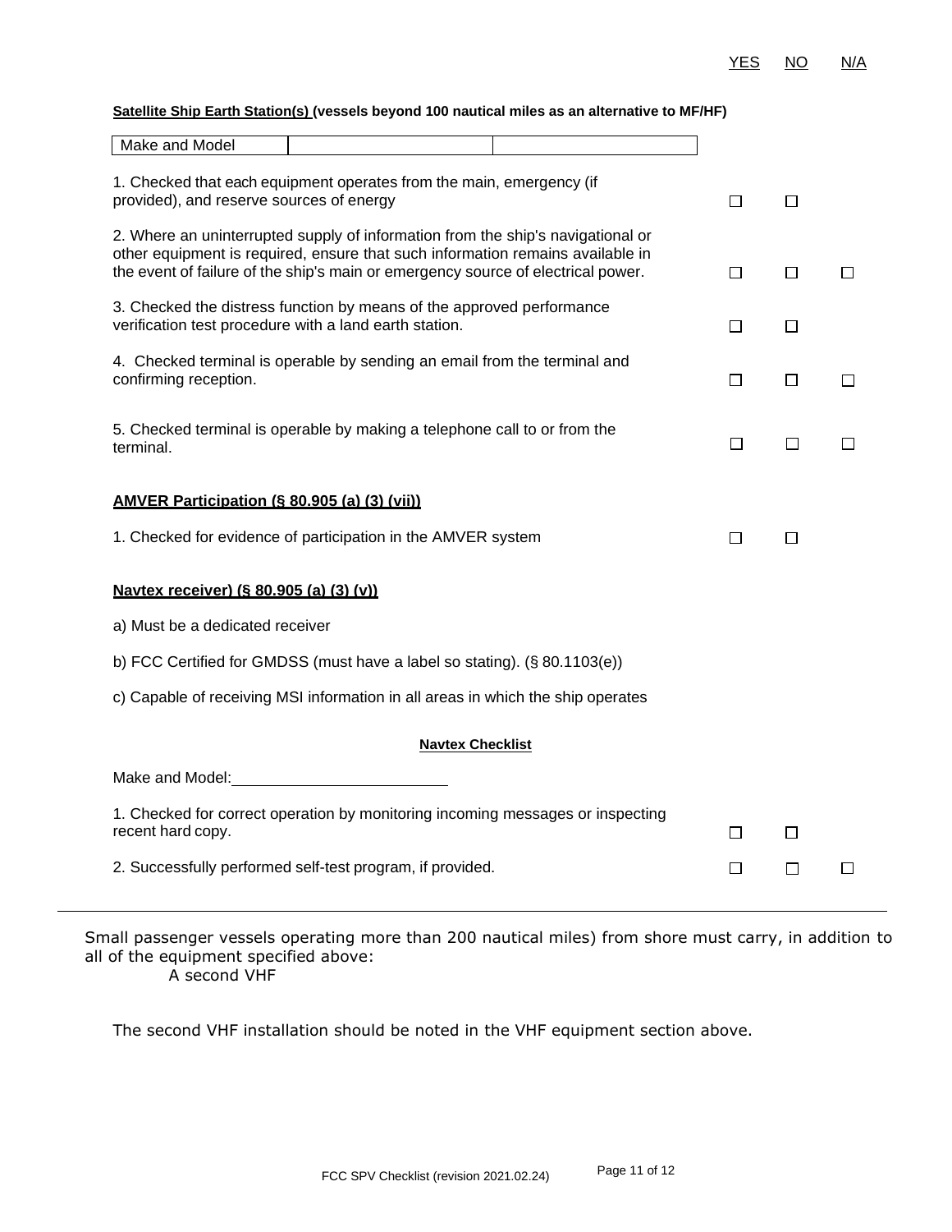| | YES | NO | N/A |
|---|---|---|---|
| **Satellite Ship Earth Station(s) (vessels beyond 100 nautical miles as an alternative to MF/HF)** | | | |
| Make and Model | | | |
| 1. Checked that each equipment operates from the main, emergency (if provided), and reserve sources of energy | ☐ | ☐ | |
| 2. Where an uninterrupted supply of information from the ship's navigational or other equipment is required, ensure that such information remains available in the event of failure of the ship's main or emergency source of electrical power. | ☐ | ☐ | ☐ |
| 3. Checked the distress function by means of the approved performance verification test procedure with a land earth station. | ☐ | ☐ | |
| 4. Checked terminal is operable by sending an email from the terminal and confirming reception. | ☐ | ☐ | ☐ |
| 5. Checked terminal is operable by making a telephone call to or from the terminal. | ☐ | ☐ | ☐ |

**AMVER Participation (§ 80.905 (a) (3) (vii))**

| | YES | NO | N/A |
|---|---|---|---|
| 1. Checked for evidence of participation in the AMVER system | ☐ | ☐ | |

**Navtex receiver) (§ 80.905 (a) (3) (v))**

a) Must be a dedicated receiver

b) FCC Certified for GMDSS (must have a label so stating). (§ 80.1103(e))

c) Capable of receiving MSI information in all areas in which the ship operates

**Navtex Checklist**

Make and Model: ______________________

| | YES | NO | N/A |
|---|---|---|---|
| 1. Checked for correct operation by monitoring incoming messages or inspecting recent hard copy. | ☐ | ☐ | |
| 2. Successfully performed self-test program, if provided. | ☐ | ☐ | ☐ |

---

Small passenger vessels operating more than 200 nautical miles) from shore must carry, in addition to all of the equipment specified above:

A second VHF

The second VHF installation should be noted in the VHF equipment section above.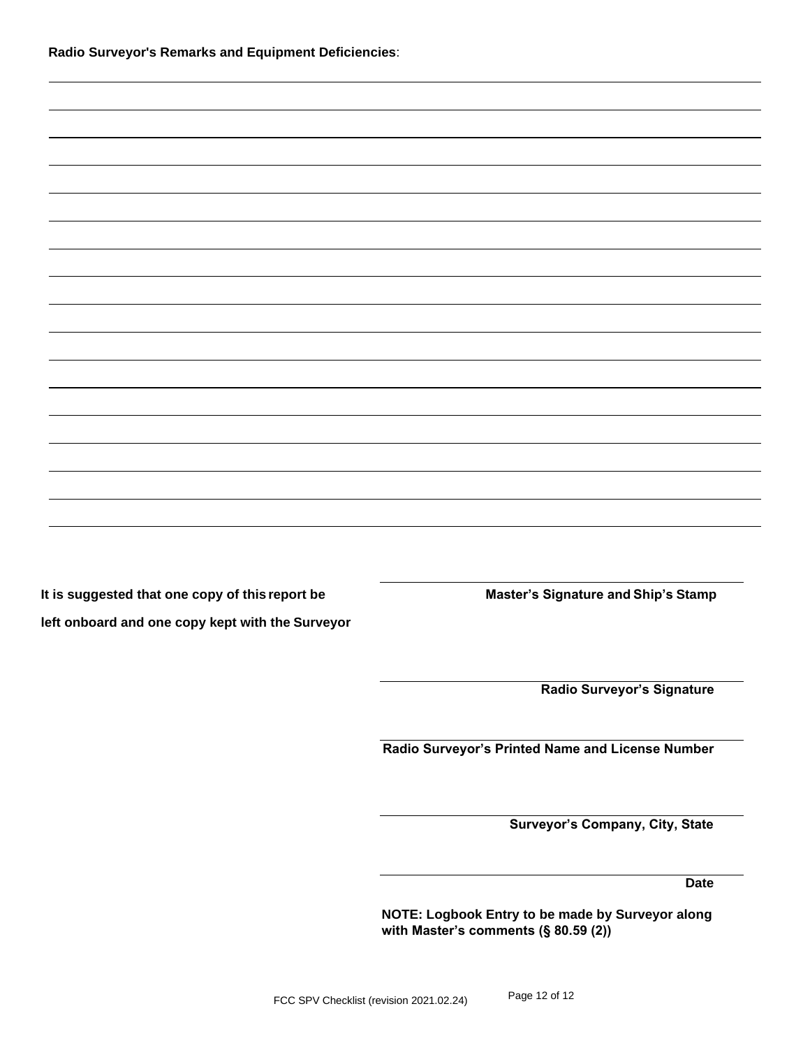**Radio Surveyor's Remarks and Equipment Deficiencies**:

**It is suggested that one copy of this report be left onboard and one copy kept with the Surveyor**

**Master's Signature and Ship's Stamp**

**Radio Surveyor's Signature**

**Radio Surveyor's Printed Name and License Number**

**Surveyor's Company, City, State**

**Date**

**NOTE: Logbook Entry to be made by Surveyor along with Master's comments (§ 80.59 (2))**

FCC SPV Checklist (revision 2021.02.24)